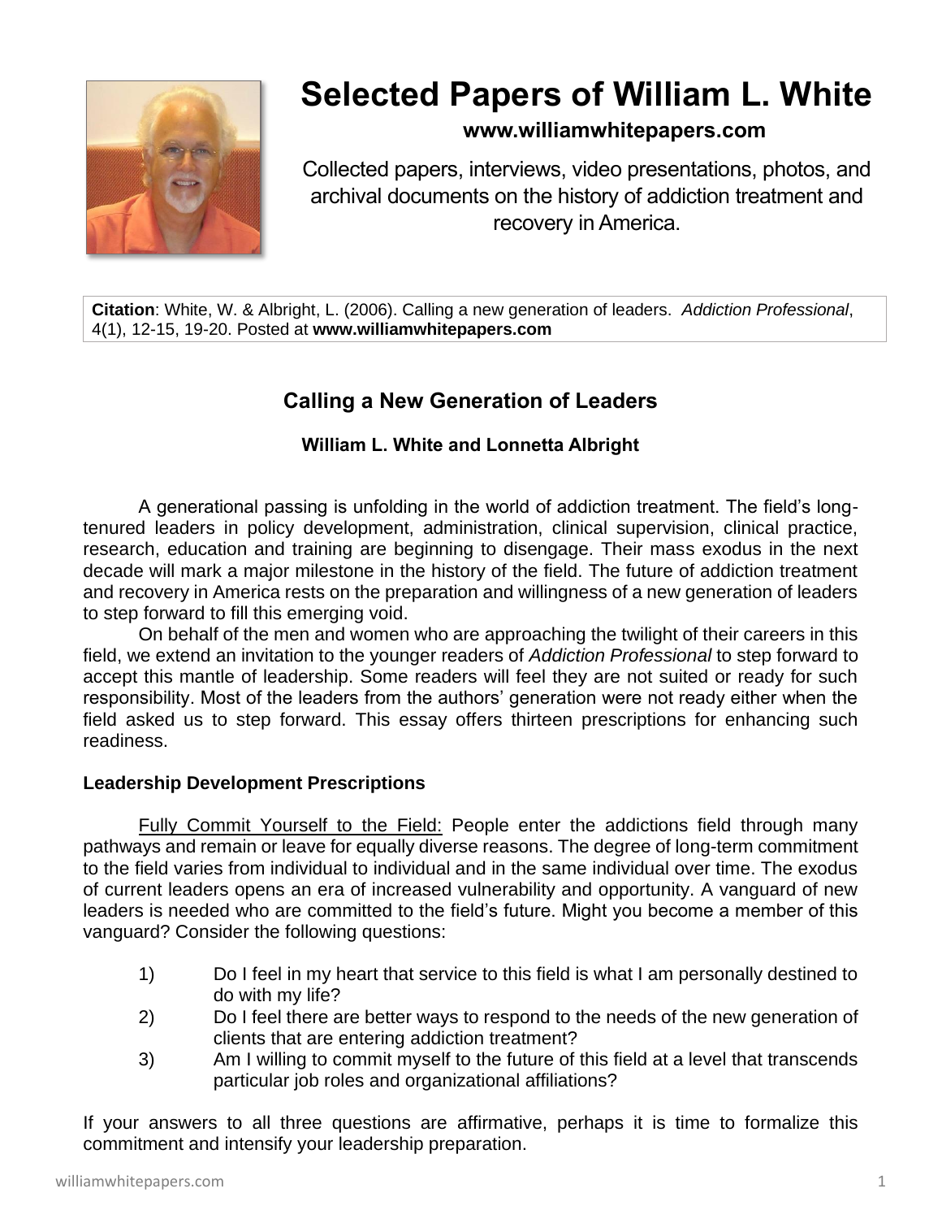# Selected Papers of William L. White

**www.williamwhitepapers.com**

Collected papers, interviews, video presentations, photos, and archival documents on the history of addiction treatment and recovery in America.

**Citation**: White, W. & Albright, L. (2006). Calling a new generation of leaders. *Addiction Professional*, 4(1), 12-15, 19-20. Posted at **www.williamwhitepapers.com**

## Calling a New Generation of Leaders

### William L. White and Lonnetta Albright

A generational passing is unfolding in the world of addiction treatment. The field's long-tenured leaders in policy development, administration, clinical supervision, clinical practice, research, education and training are beginning to disengage. Their mass exodus in the next decade will mark a major milestone in the history of the field. The future of addiction treatment and recovery in America rests on the preparation and willingness of a new generation of leaders to step forward to fill this emerging void.

On behalf of the men and women who are approaching the twilight of their careers in this field, we extend an invitation to the younger readers of *Addiction Professional* to step forward to accept this mantle of leadership. Some readers will feel they are not suited or ready for such responsibility. Most of the leaders from the authors' generation were not ready either when the field asked us to step forward. This essay offers thirteen prescriptions for enhancing such readiness.

### Leadership Development Prescriptions

<u>Fully Commit Yourself to the Field:</u> People enter the addictions field through many pathways and remain or leave for equally diverse reasons. The degree of long-term commitment to the field varies from individual to individual and in the same individual over time. The exodus of current leaders opens an era of increased vulnerability and opportunity. A vanguard of new leaders is needed who are committed to the field's future. Might you become a member of this vanguard? Consider the following questions:

1) Do I feel in my heart that service to this field is what I am personally destined to do with my life?
2) Do I feel there are better ways to respond to the needs of the new generation of clients that are entering addiction treatment?
3) Am I willing to commit myself to the future of this field at a level that transcends particular job roles and organizational affiliations?

If your answers to all three questions are affirmative, perhaps it is time to formalize this commitment and intensify your leadership preparation.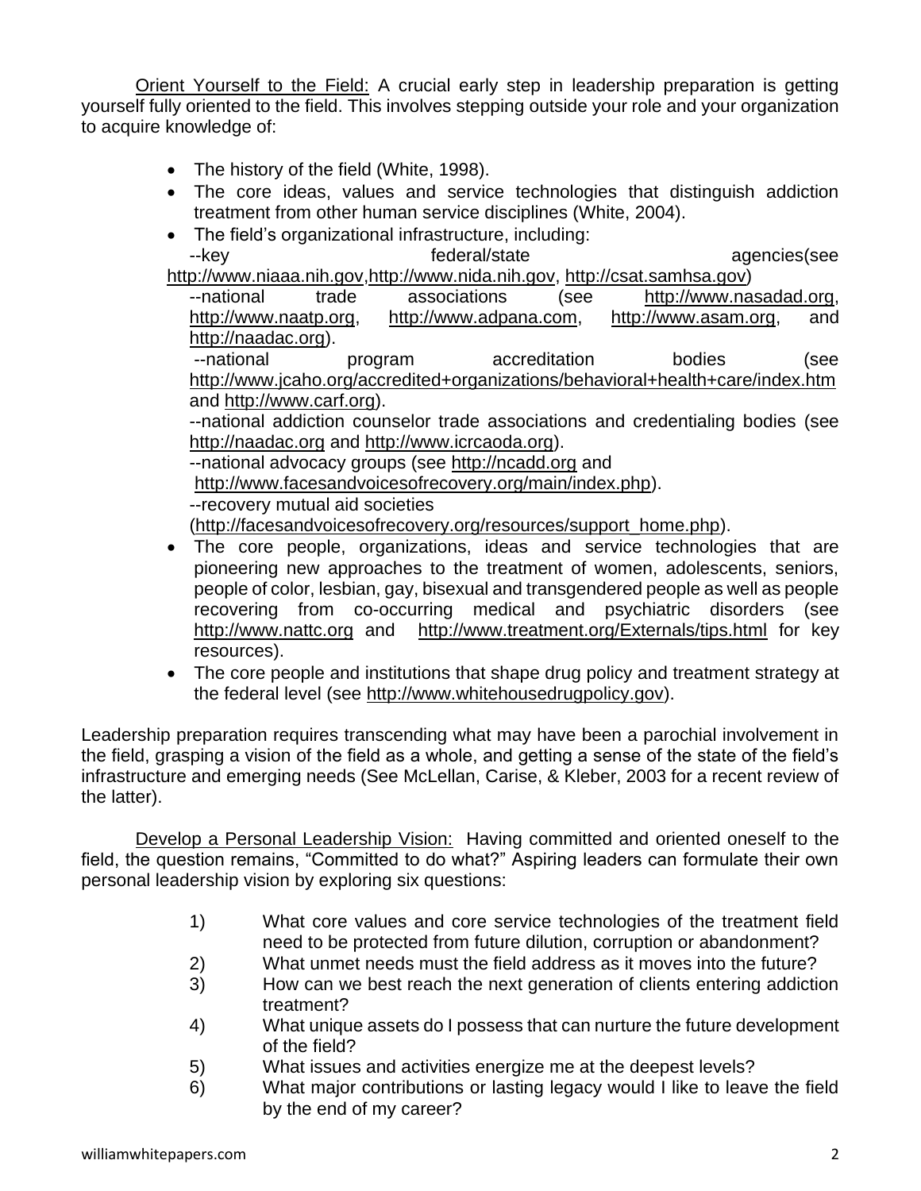Orient Yourself to the Field: A crucial early step in leadership preparation is getting yourself fully oriented to the field. This involves stepping outside your role and your organization to acquire knowledge of:

- The history of the field (White, 1998).
- The core ideas, values and service technologies that distinguish addiction treatment from other human service disciplines (White, 2004).
- The field's organizational infrastructure, including:
  --key federal/state agencies(see http://www.niaaa.nih.gov,http://www.nida.nih.gov, http://csat.samhsa.gov)
  --national trade associations (see http://www.nasadad.org, http://www.naatp.org, http://www.adpana.com, http://www.asam.org, and http://naadac.org).
  --national program accreditation bodies (see http://www.jcaho.org/accredited+organizations/behavioral+health+care/index.htm and http://www.carf.org).
  --national addiction counselor trade associations and credentialing bodies (see http://naadac.org and http://www.icrcaoda.org).
  --national advocacy groups (see http://ncadd.org and http://www.facesandvoicesofrecovery.org/main/index.php).
  --recovery mutual aid societies (http://facesandvoicesofrecovery.org/resources/support_home.php).
- The core people, organizations, ideas and service technologies that are pioneering new approaches to the treatment of women, adolescents, seniors, people of color, lesbian, gay, bisexual and transgendered people as well as people recovering from co-occurring medical and psychiatric disorders (see http://www.nattc.org and http://www.treatment.org/Externals/tips.html for key resources).
- The core people and institutions that shape drug policy and treatment strategy at the federal level (see http://www.whitehousedrugpolicy.gov).

Leadership preparation requires transcending what may have been a parochial involvement in the field, grasping a vision of the field as a whole, and getting a sense of the state of the field's infrastructure and emerging needs (See McLellan, Carise, & Kleber, 2003 for a recent review of the latter).

Develop a Personal Leadership Vision: Having committed and oriented oneself to the field, the question remains, "Committed to do what?" Aspiring leaders can formulate their own personal leadership vision by exploring six questions:

1) What core values and core service technologies of the treatment field need to be protected from future dilution, corruption or abandonment?
2) What unmet needs must the field address as it moves into the future?
3) How can we best reach the next generation of clients entering addiction treatment?
4) What unique assets do I possess that can nurture the future development of the field?
5) What issues and activities energize me at the deepest levels?
6) What major contributions or lasting legacy would I like to leave the field by the end of my career?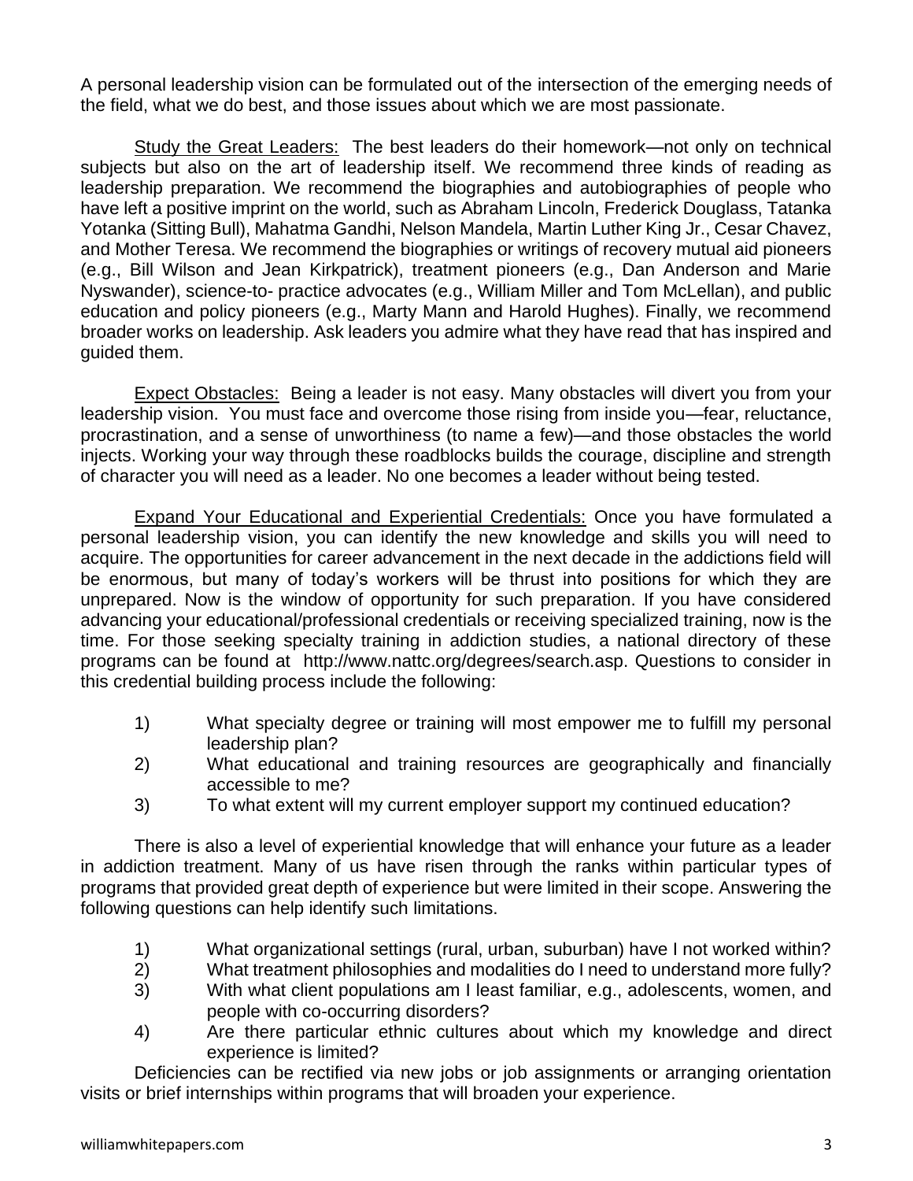A personal leadership vision can be formulated out of the intersection of the emerging needs of the field, what we do best, and those issues about which we are most passionate.

<u>Study the Great Leaders:</u> The best leaders do their homework—not only on technical subjects but also on the art of leadership itself. We recommend three kinds of reading as leadership preparation. We recommend the biographies and autobiographies of people who have left a positive imprint on the world, such as Abraham Lincoln, Frederick Douglass, Tatanka Yotanka (Sitting Bull), Mahatma Gandhi, Nelson Mandela, Martin Luther King Jr., Cesar Chavez, and Mother Teresa. We recommend the biographies or writings of recovery mutual aid pioneers (e.g., Bill Wilson and Jean Kirkpatrick), treatment pioneers (e.g., Dan Anderson and Marie Nyswander), science-to- practice advocates (e.g., William Miller and Tom McLellan), and public education and policy pioneers (e.g., Marty Mann and Harold Hughes). Finally, we recommend broader works on leadership. Ask leaders you admire what they have read that has inspired and guided them.

<u>Expect Obstacles:</u> Being a leader is not easy. Many obstacles will divert you from your leadership vision. You must face and overcome those rising from inside you—fear, reluctance, procrastination, and a sense of unworthiness (to name a few)—and those obstacles the world injects. Working your way through these roadblocks builds the courage, discipline and strength of character you will need as a leader. No one becomes a leader without being tested.

<u>Expand Your Educational and Experiential Credentials:</u> Once you have formulated a personal leadership vision, you can identify the new knowledge and skills you will need to acquire. The opportunities for career advancement in the next decade in the addictions field will be enormous, but many of today's workers will be thrust into positions for which they are unprepared. Now is the window of opportunity for such preparation. If you have considered advancing your educational/professional credentials or receiving specialized training, now is the time. For those seeking specialty training in addiction studies, a national directory of these programs can be found at http://www.nattc.org/degrees/search.asp. Questions to consider in this credential building process include the following:

1) What specialty degree or training will most empower me to fulfill my personal leadership plan?
2) What educational and training resources are geographically and financially accessible to me?
3) To what extent will my current employer support my continued education?

There is also a level of experiential knowledge that will enhance your future as a leader in addiction treatment. Many of us have risen through the ranks within particular types of programs that provided great depth of experience but were limited in their scope. Answering the following questions can help identify such limitations.

1) What organizational settings (rural, urban, suburban) have I not worked within?
2) What treatment philosophies and modalities do I need to understand more fully?
3) With what client populations am I least familiar, e.g., adolescents, women, and people with co-occurring disorders?
4) Are there particular ethnic cultures about which my knowledge and direct experience is limited?

Deficiencies can be rectified via new jobs or job assignments or arranging orientation visits or brief internships within programs that will broaden your experience.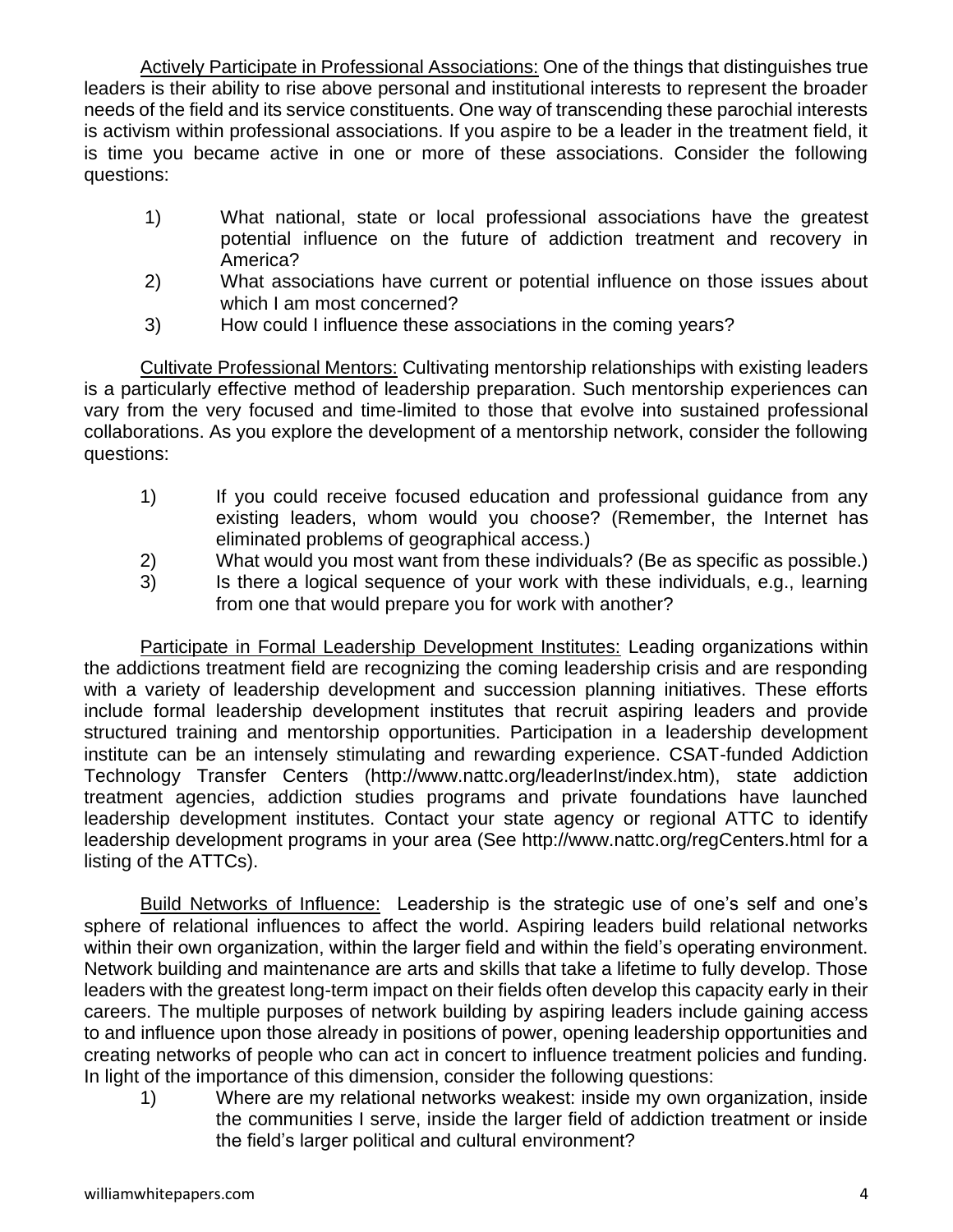Actively Participate in Professional Associations: One of the things that distinguishes true leaders is their ability to rise above personal and institutional interests to represent the broader needs of the field and its service constituents. One way of transcending these parochial interests is activism within professional associations. If you aspire to be a leader in the treatment field, it is time you became active in one or more of these associations. Consider the following questions:

1) What national, state or local professional associations have the greatest potential influence on the future of addiction treatment and recovery in America?
2) What associations have current or potential influence on those issues about which I am most concerned?
3) How could I influence these associations in the coming years?

Cultivate Professional Mentors: Cultivating mentorship relationships with existing leaders is a particularly effective method of leadership preparation. Such mentorship experiences can vary from the very focused and time-limited to those that evolve into sustained professional collaborations. As you explore the development of a mentorship network, consider the following questions:

1) If you could receive focused education and professional guidance from any existing leaders, whom would you choose? (Remember, the Internet has eliminated problems of geographical access.)
2) What would you most want from these individuals? (Be as specific as possible.)
3) Is there a logical sequence of your work with these individuals, e.g., learning from one that would prepare you for work with another?

Participate in Formal Leadership Development Institutes: Leading organizations within the addictions treatment field are recognizing the coming leadership crisis and are responding with a variety of leadership development and succession planning initiatives. These efforts include formal leadership development institutes that recruit aspiring leaders and provide structured training and mentorship opportunities. Participation in a leadership development institute can be an intensely stimulating and rewarding experience. CSAT-funded Addiction Technology Transfer Centers (http://www.nattc.org/leaderInst/index.htm), state addiction treatment agencies, addiction studies programs and private foundations have launched leadership development institutes. Contact your state agency or regional ATTC to identify leadership development programs in your area (See http://www.nattc.org/regCenters.html for a listing of the ATTCs).

Build Networks of Influence: Leadership is the strategic use of one's self and one's sphere of relational influences to affect the world. Aspiring leaders build relational networks within their own organization, within the larger field and within the field's operating environment. Network building and maintenance are arts and skills that take a lifetime to fully develop. Those leaders with the greatest long-term impact on their fields often develop this capacity early in their careers. The multiple purposes of network building by aspiring leaders include gaining access to and influence upon those already in positions of power, opening leadership opportunities and creating networks of people who can act in concert to influence treatment policies and funding. In light of the importance of this dimension, consider the following questions:

1) Where are my relational networks weakest: inside my own organization, inside the communities I serve, inside the larger field of addiction treatment or inside the field's larger political and cultural environment?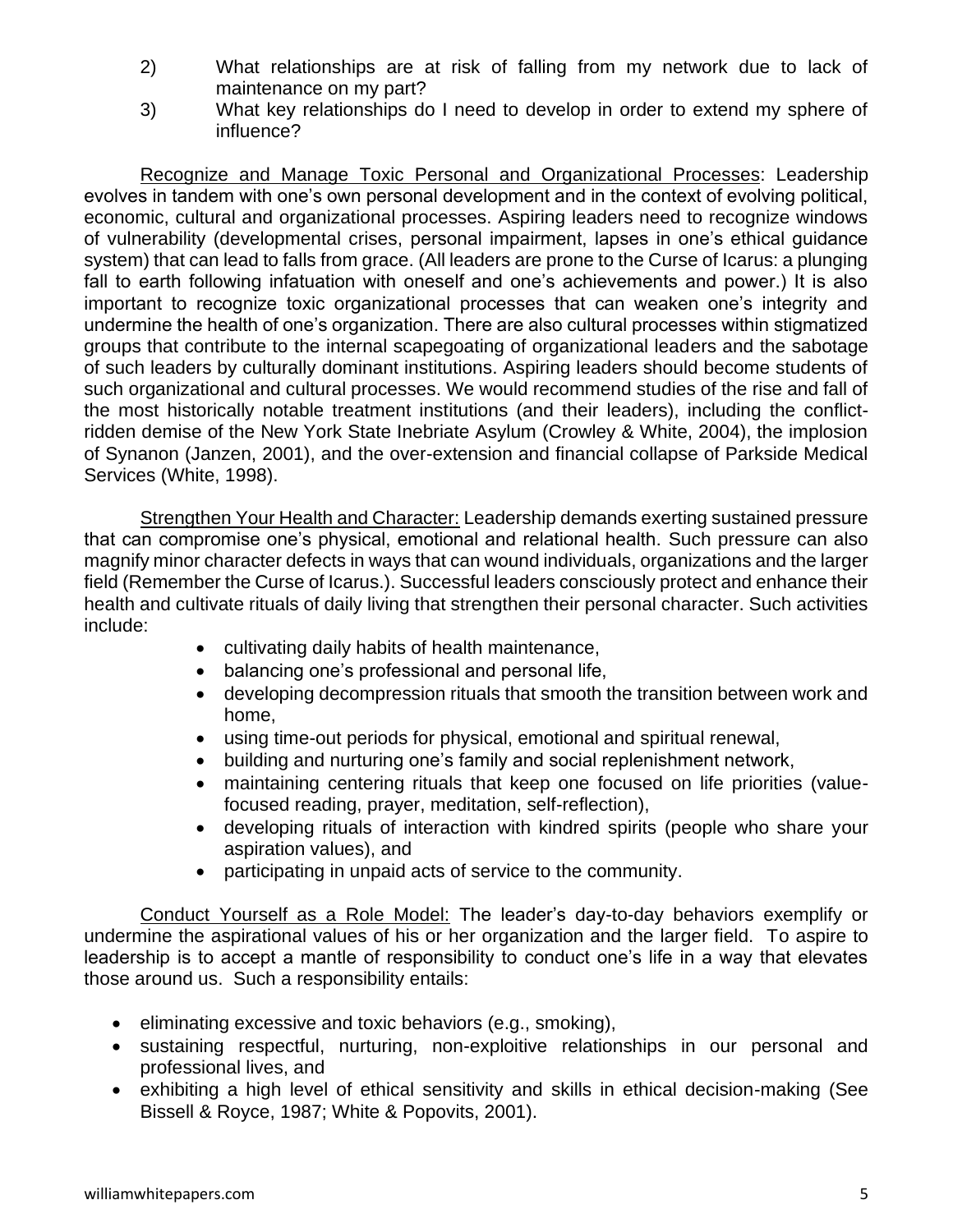2) What relationships are at risk of falling from my network due to lack of maintenance on my part?
3) What key relationships do I need to develop in order to extend my sphere of influence?

<u>Recognize and Manage Toxic Personal and Organizational Processes</u>: Leadership evolves in tandem with one's own personal development and in the context of evolving political, economic, cultural and organizational processes. Aspiring leaders need to recognize windows of vulnerability (developmental crises, personal impairment, lapses in one's ethical guidance system) that can lead to falls from grace. (All leaders are prone to the Curse of Icarus: a plunging fall to earth following infatuation with oneself and one's achievements and power.) It is also important to recognize toxic organizational processes that can weaken one's integrity and undermine the health of one's organization. There are also cultural processes within stigmatized groups that contribute to the internal scapegoating of organizational leaders and the sabotage of such leaders by culturally dominant institutions. Aspiring leaders should become students of such organizational and cultural processes. We would recommend studies of the rise and fall of the most historically notable treatment institutions (and their leaders), including the conflict-ridden demise of the New York State Inebriate Asylum (Crowley & White, 2004), the implosion of Synanon (Janzen, 2001), and the over-extension and financial collapse of Parkside Medical Services (White, 1998).

<u>Strengthen Your Health and Character:</u> Leadership demands exerting sustained pressure that can compromise one's physical, emotional and relational health. Such pressure can also magnify minor character defects in ways that can wound individuals, organizations and the larger field (Remember the Curse of Icarus.). Successful leaders consciously protect and enhance their health and cultivate rituals of daily living that strengthen their personal character. Such activities include:

- cultivating daily habits of health maintenance,
- balancing one's professional and personal life,
- developing decompression rituals that smooth the transition between work and home,
- using time-out periods for physical, emotional and spiritual renewal,
- building and nurturing one's family and social replenishment network,
- maintaining centering rituals that keep one focused on life priorities (value-focused reading, prayer, meditation, self-reflection),
- developing rituals of interaction with kindred spirits (people who share your aspiration values), and
- participating in unpaid acts of service to the community.

<u>Conduct Yourself as a Role Model:</u> The leader's day-to-day behaviors exemplify or undermine the aspirational values of his or her organization and the larger field. To aspire to leadership is to accept a mantle of responsibility to conduct one's life in a way that elevates those around us. Such a responsibility entails:

- eliminating excessive and toxic behaviors (e.g., smoking),
- sustaining respectful, nurturing, non-exploitive relationships in our personal and professional lives, and
- exhibiting a high level of ethical sensitivity and skills in ethical decision-making (See Bissell & Royce, 1987; White & Popovits, 2001).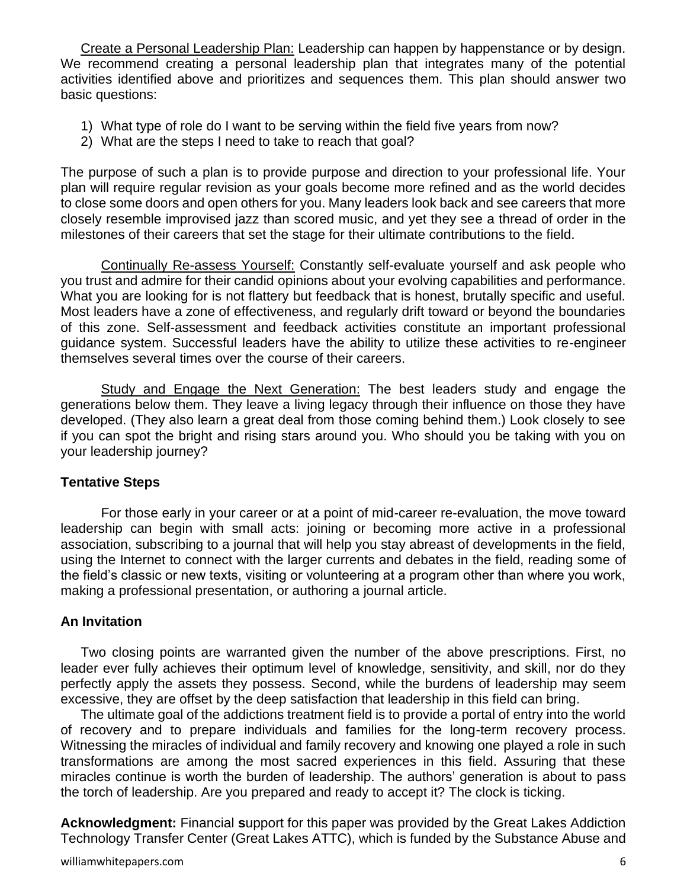Create a Personal Leadership Plan: Leadership can happen by happenstance or by design. We recommend creating a personal leadership plan that integrates many of the potential activities identified above and prioritizes and sequences them. This plan should answer two basic questions:

1) What type of role do I want to be serving within the field five years from now?
2) What are the steps I need to take to reach that goal?

The purpose of such a plan is to provide purpose and direction to your professional life. Your plan will require regular revision as your goals become more refined and as the world decides to close some doors and open others for you. Many leaders look back and see careers that more closely resemble improvised jazz than scored music, and yet they see a thread of order in the milestones of their careers that set the stage for their ultimate contributions to the field.

Continually Re-assess Yourself: Constantly self-evaluate yourself and ask people who you trust and admire for their candid opinions about your evolving capabilities and performance. What you are looking for is not flattery but feedback that is honest, brutally specific and useful. Most leaders have a zone of effectiveness, and regularly drift toward or beyond the boundaries of this zone. Self-assessment and feedback activities constitute an important professional guidance system. Successful leaders have the ability to utilize these activities to re-engineer themselves several times over the course of their careers.

Study and Engage the Next Generation: The best leaders study and engage the generations below them. They leave a living legacy through their influence on those they have developed. (They also learn a great deal from those coming behind them.) Look closely to see if you can spot the bright and rising stars around you. Who should you be taking with you on your leadership journey?

**Tentative Steps**

For those early in your career or at a point of mid-career re-evaluation, the move toward leadership can begin with small acts: joining or becoming more active in a professional association, subscribing to a journal that will help you stay abreast of developments in the field, using the Internet to connect with the larger currents and debates in the field, reading some of the field's classic or new texts, visiting or volunteering at a program other than where you work, making a professional presentation, or authoring a journal article.

**An Invitation**

Two closing points are warranted given the number of the above prescriptions. First, no leader ever fully achieves their optimum level of knowledge, sensitivity, and skill, nor do they perfectly apply the assets they possess. Second, while the burdens of leadership may seem excessive, they are offset by the deep satisfaction that leadership in this field can bring.

The ultimate goal of the addictions treatment field is to provide a portal of entry into the world of recovery and to prepare individuals and families for the long-term recovery process. Witnessing the miracles of individual and family recovery and knowing one played a role in such transformations are among the most sacred experiences in this field. Assuring that these miracles continue is worth the burden of leadership. The authors' generation is about to pass the torch of leadership. Are you prepared and ready to accept it? The clock is ticking.

**Acknowledgment:** Financial **s**upport for this paper was provided by the Great Lakes Addiction Technology Transfer Center (Great Lakes ATTC), which is funded by the Substance Abuse and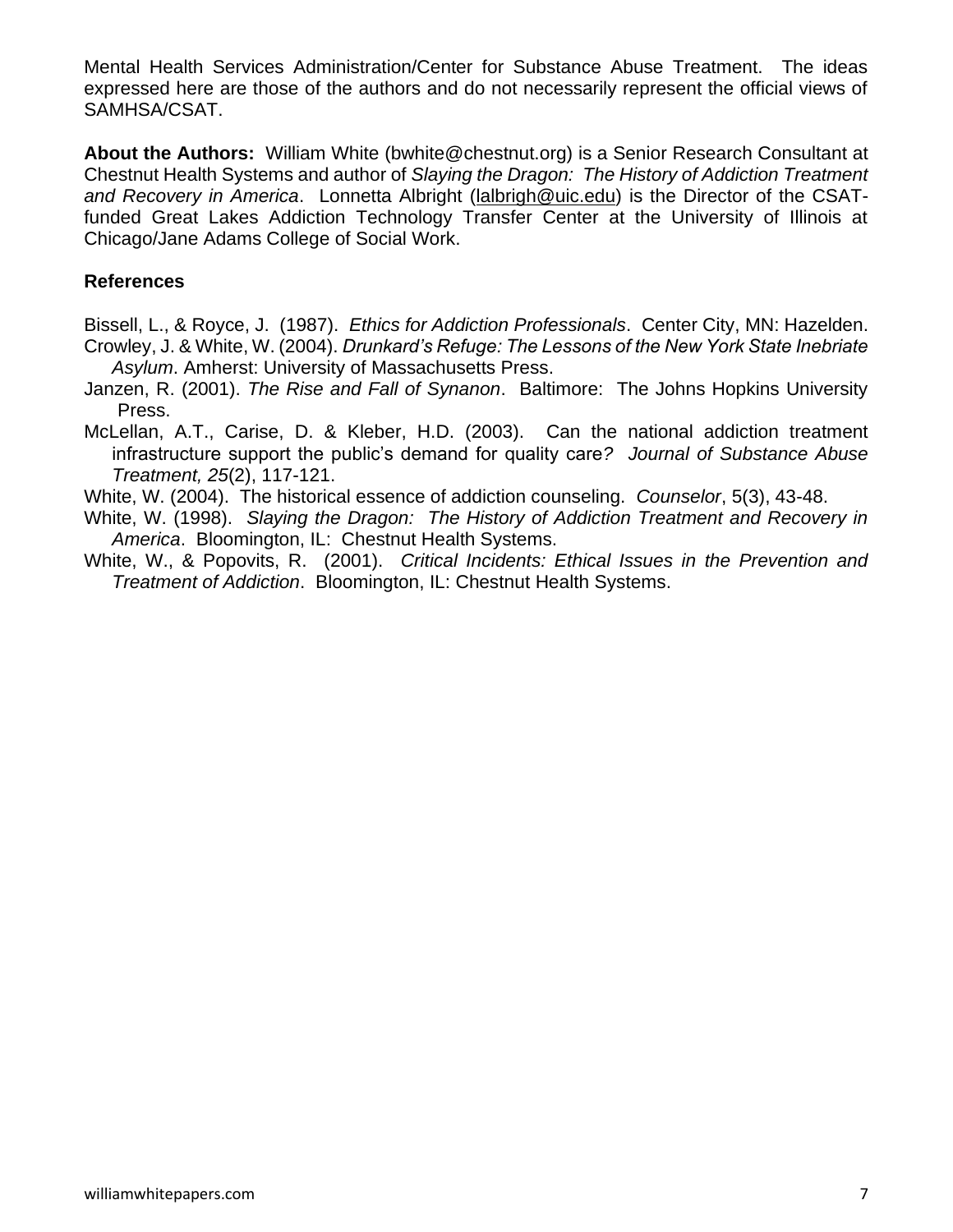Mental Health Services Administration/Center for Substance Abuse Treatment. The ideas expressed here are those of the authors and do not necessarily represent the official views of SAMHSA/CSAT.

**About the Authors:** William White (bwhite@chestnut.org) is a Senior Research Consultant at Chestnut Health Systems and author of *Slaying the Dragon: The History of Addiction Treatment and Recovery in America*. Lonnetta Albright (lalbrigh@uic.edu) is the Director of the CSAT-funded Great Lakes Addiction Technology Transfer Center at the University of Illinois at Chicago/Jane Adams College of Social Work.

### References

Bissell, L., & Royce, J. (1987). *Ethics for Addiction Professionals*. Center City, MN: Hazelden.

Crowley, J. & White, W. (2004). *Drunkard's Refuge: The Lessons of the New York State Inebriate Asylum*. Amherst: University of Massachusetts Press.

Janzen, R. (2001). *The Rise and Fall of Synanon*. Baltimore: The Johns Hopkins University Press.

McLellan, A.T., Carise, D. & Kleber, H.D. (2003). Can the national addiction treatment infrastructure support the public's demand for quality care? *Journal of Substance Abuse Treatment, 25*(2), 117-121.

White, W. (2004). The historical essence of addiction counseling. *Counselor*, 5(3), 43-48.

White, W. (1998). *Slaying the Dragon: The History of Addiction Treatment and Recovery in America*. Bloomington, IL: Chestnut Health Systems.

White, W., & Popovits, R. (2001). *Critical Incidents: Ethical Issues in the Prevention and Treatment of Addiction*. Bloomington, IL: Chestnut Health Systems.